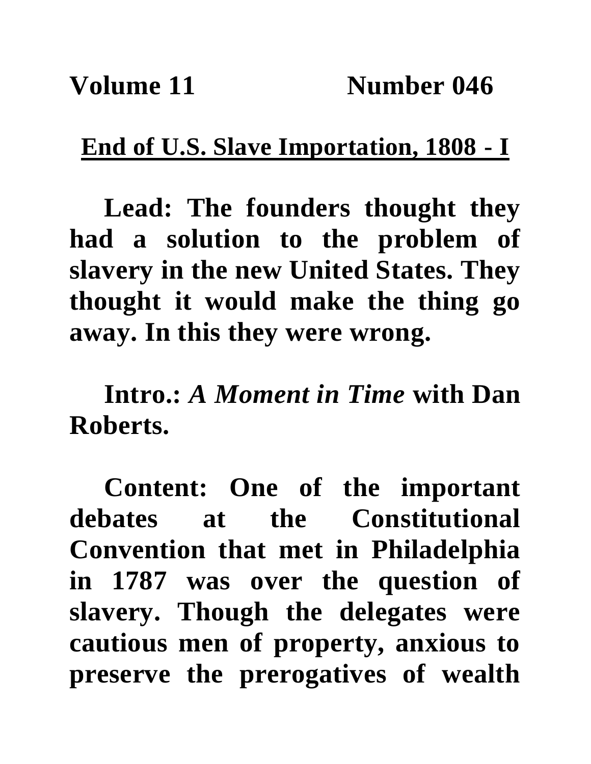**Volume 11 Number 046**

## End of U.S. Slave Importation, 1808 - I

**Lead: The founders thought they had a solution to the problem of slavery in the new United States. They thought it would make the thing go away. In this they were wrong.**

**Intro.: *A Moment in Time* with Dan Roberts.**

**Content: One of the important debates at the Constitutional Convention that met in Philadelphia in 1787 was over the question of slavery. Though the delegates were cautious men of property, anxious to preserve the prerogatives of wealth**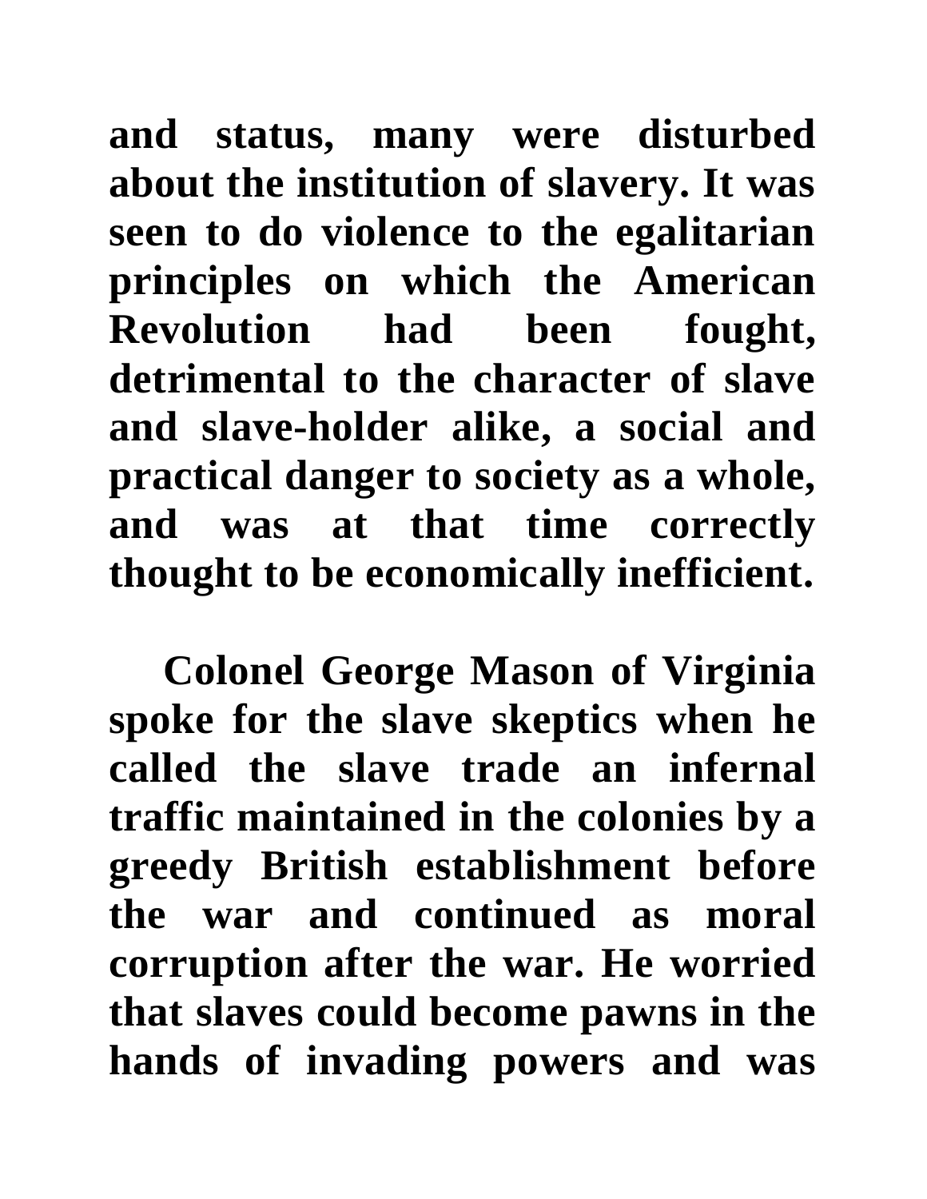and status, many were disturbed about the institution of slavery. It was seen to do violence to the egalitarian principles on which the American Revolution had been fought, detrimental to the character of slave and slave-holder alike, a social and practical danger to society as a whole, and was at that time correctly thought to be economically inefficient.

Colonel George Mason of Virginia spoke for the slave skeptics when he called the slave trade an infernal traffic maintained in the colonies by a greedy British establishment before the war and continued as moral corruption after the war. He worried that slaves could become pawns in the hands of invading powers and was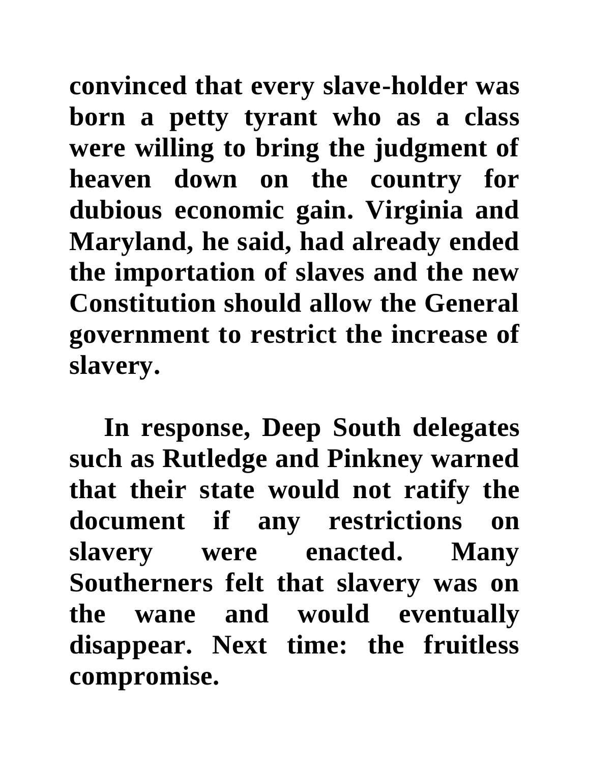**convinced that every slave-holder was born a petty tyrant who as a class were willing to bring the judgment of heaven down on the country for dubious economic gain. Virginia and Maryland, he said, had already ended the importation of slaves and the new Constitution should allow the General government to restrict the increase of slavery.**

**In response, Deep South delegates such as Rutledge and Pinkney warned that their state would not ratify the document if any restrictions on slavery were enacted. Many Southerners felt that slavery was on the wane and would eventually disappear. Next time: the fruitless compromise.**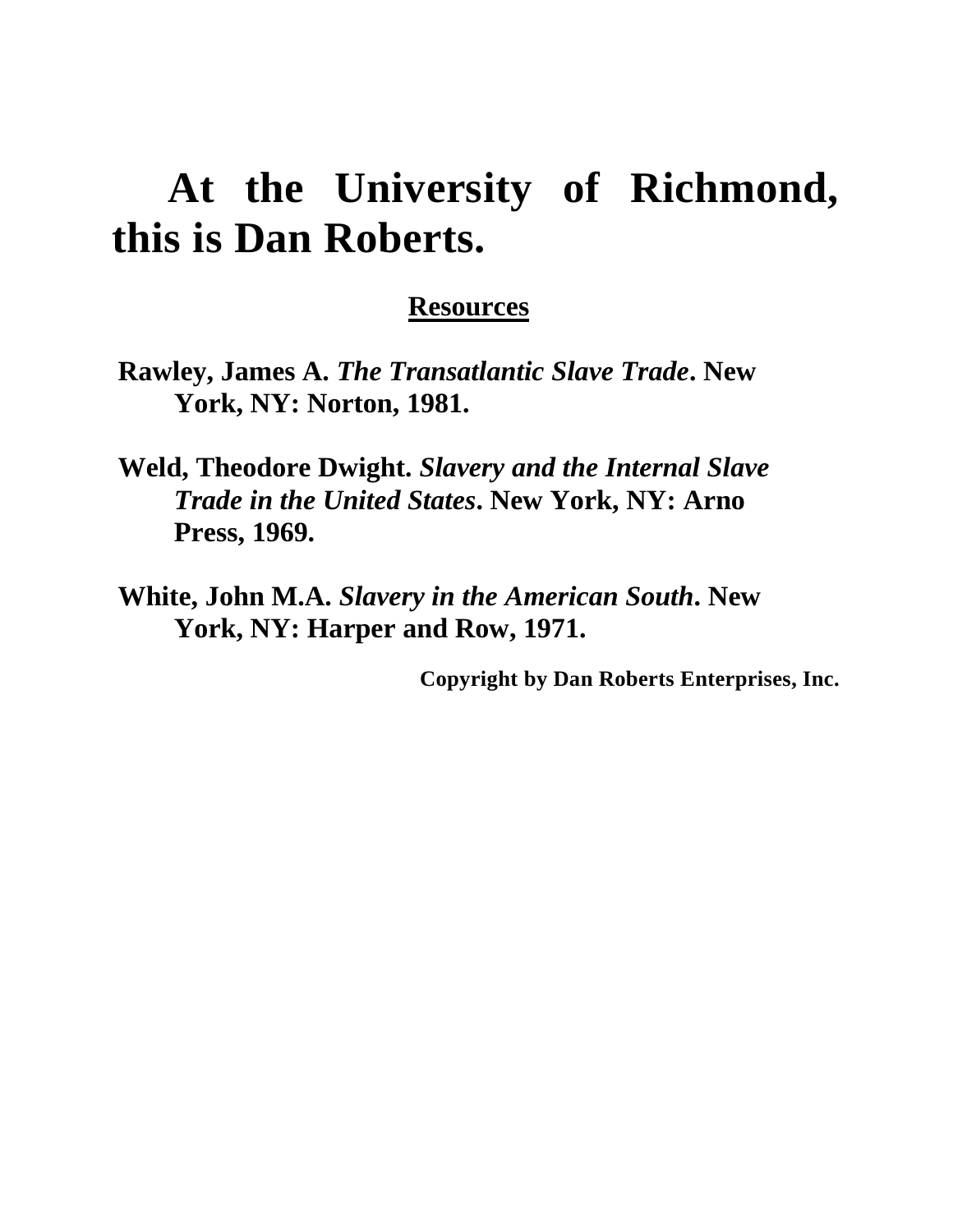**At the University of Richmond, this is Dan Roberts.**

## Resources

**Rawley, James A.** ***The Transatlantic Slave Trade*****. New York, NY: Norton, 1981.**

**Weld, Theodore Dwight.** ***Slavery and the Internal Slave Trade in the United States*****. New York, NY: Arno Press, 1969.**

**White, John M.A.** ***Slavery in the American South*****. New York, NY: Harper and Row, 1971.**

**Copyright by Dan Roberts Enterprises, Inc.**